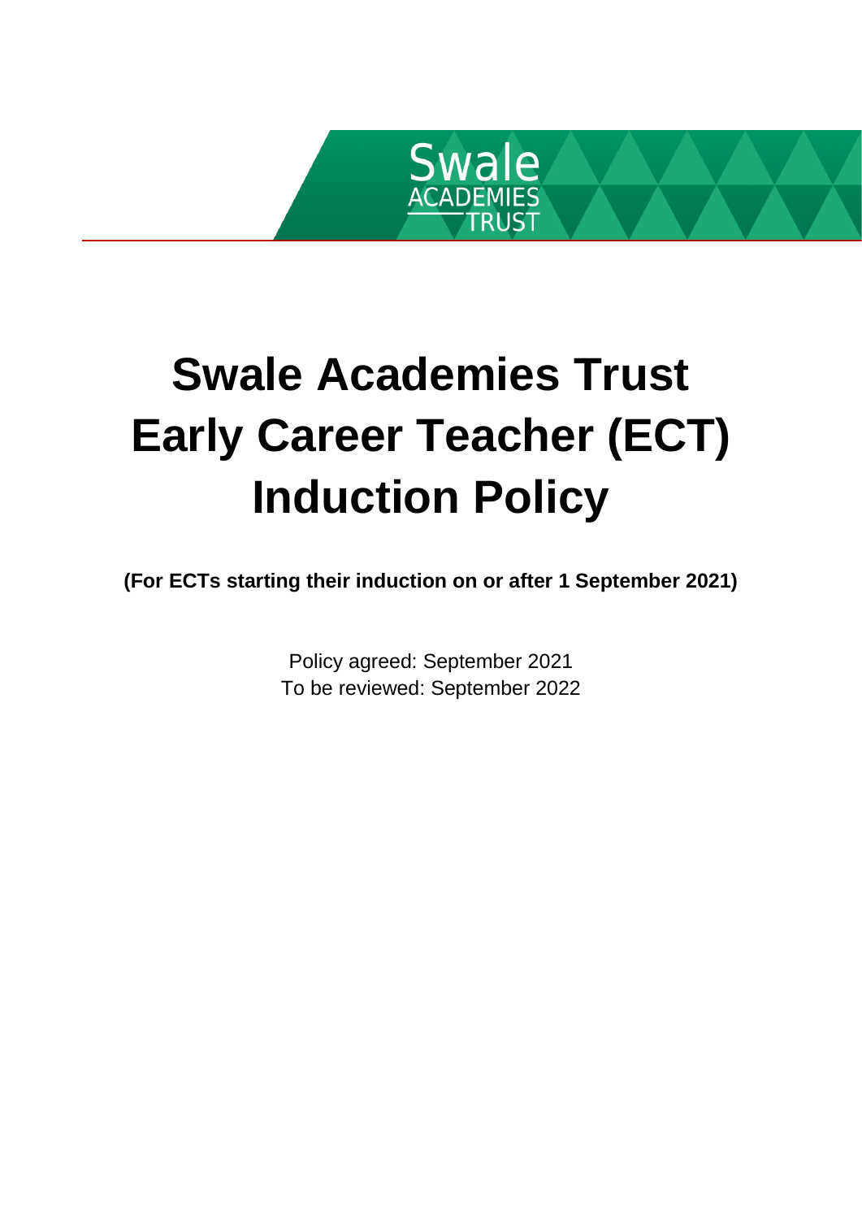# Swale Academies Trust Early Career Teacher (ECT) Induction Policy

**(For ECTs starting their induction on or after 1 September 2021)**

Policy agreed: September 2021
To be reviewed: September 2022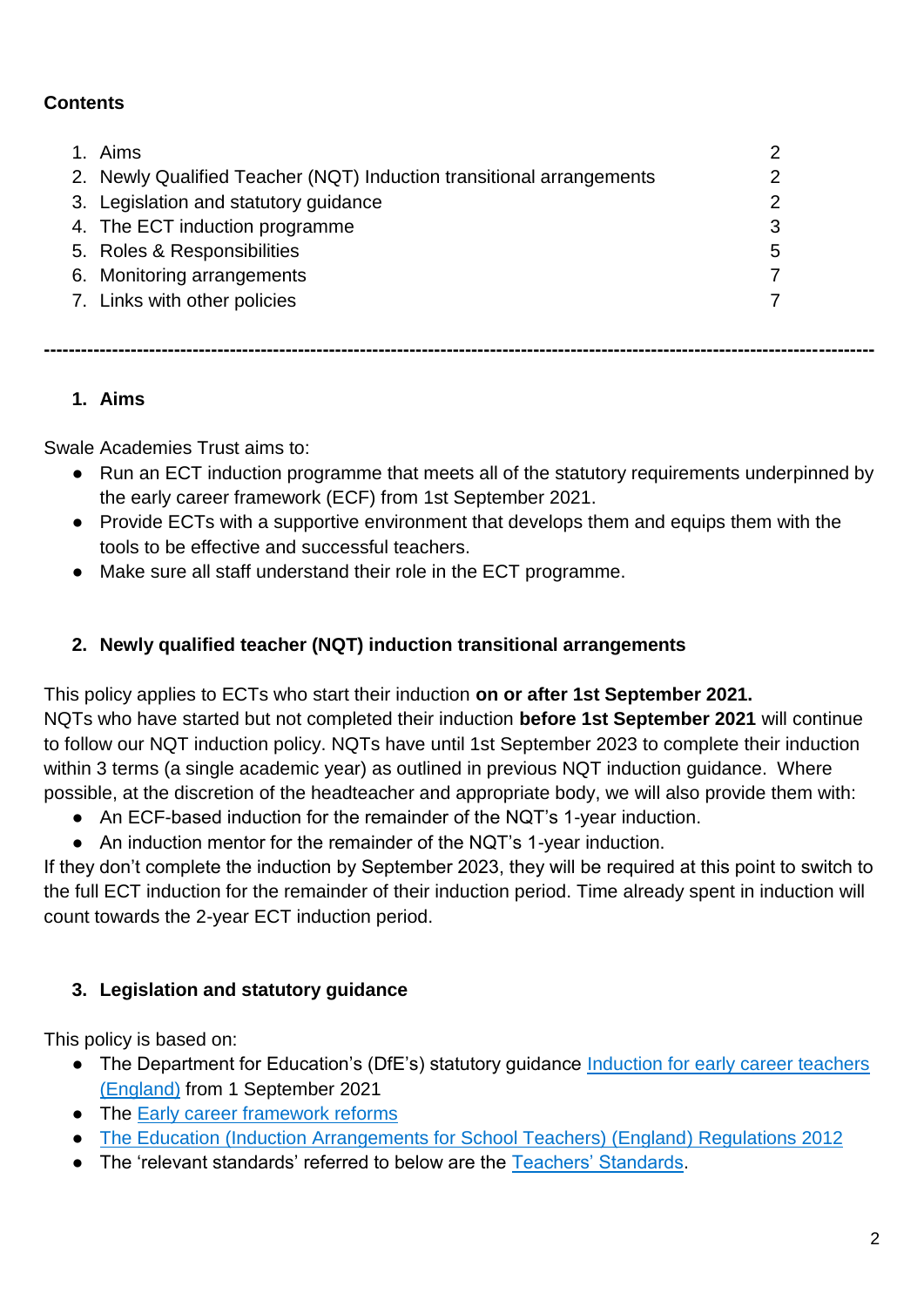**Contents**

1. Aims 2
2. Newly Qualified Teacher (NQT) Induction transitional arrangements 2
3. Legislation and statutory guidance 2
4. The ECT induction programme 3
5. Roles & Responsibilities 5
6. Monitoring arrangements 7
7. Links with other policies 7

---

## 1. Aims

Swale Academies Trust aims to:

- Run an ECT induction programme that meets all of the statutory requirements underpinned by the early career framework (ECF) from 1st September 2021.
- Provide ECTs with a supportive environment that develops them and equips them with the tools to be effective and successful teachers.
- Make sure all staff understand their role in the ECT programme.

## 2. Newly qualified teacher (NQT) induction transitional arrangements

This policy applies to ECTs who start their induction **on or after 1st September 2021.**
NQTs who have started but not completed their induction **before 1st September 2021** will continue to follow our NQT induction policy. NQTs have until 1st September 2023 to complete their induction within 3 terms (a single academic year) as outlined in previous NQT induction guidance. Where possible, at the discretion of the headteacher and appropriate body, we will also provide them with:

- An ECF-based induction for the remainder of the NQT's 1-year induction.
- An induction mentor for the remainder of the NQT's 1-year induction.

If they don't complete the induction by September 2023, they will be required at this point to switch to the full ECT induction for the remainder of their induction period. Time already spent in induction will count towards the 2-year ECT induction period.

## 3. Legislation and statutory guidance

This policy is based on:

- The Department for Education's (DfE's) statutory guidance [Induction for early career teachers (England)] from 1 September 2021
- The [Early career framework reforms]
- [The Education (Induction Arrangements for School Teachers) (England) Regulations 2012]
- The 'relevant standards' referred to below are the [Teachers' Standards].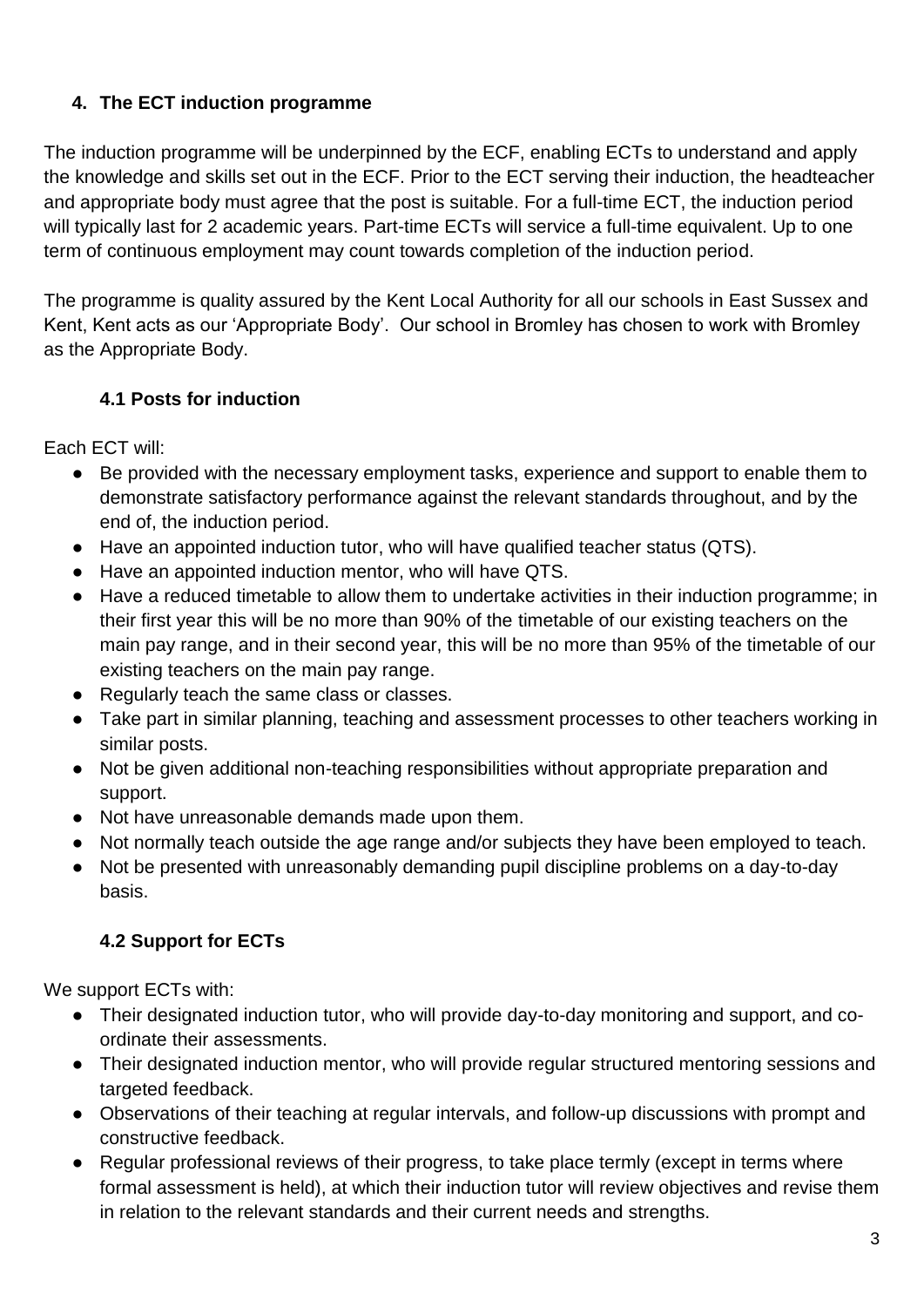## 4. The ECT induction programme

The induction programme will be underpinned by the ECF, enabling ECTs to understand and apply the knowledge and skills set out in the ECF. Prior to the ECT serving their induction, the headteacher and appropriate body must agree that the post is suitable. For a full-time ECT, the induction period will typically last for 2 academic years. Part-time ECTs will service a full-time equivalent. Up to one term of continuous employment may count towards completion of the induction period.

The programme is quality assured by the Kent Local Authority for all our schools in East Sussex and Kent, Kent acts as our 'Appropriate Body'. Our school in Bromley has chosen to work with Bromley as the Appropriate Body.

### 4.1 Posts for induction

Each ECT will:

- Be provided with the necessary employment tasks, experience and support to enable them to demonstrate satisfactory performance against the relevant standards throughout, and by the end of, the induction period.
- Have an appointed induction tutor, who will have qualified teacher status (QTS).
- Have an appointed induction mentor, who will have QTS.
- Have a reduced timetable to allow them to undertake activities in their induction programme; in their first year this will be no more than 90% of the timetable of our existing teachers on the main pay range, and in their second year, this will be no more than 95% of the timetable of our existing teachers on the main pay range.
- Regularly teach the same class or classes.
- Take part in similar planning, teaching and assessment processes to other teachers working in similar posts.
- Not be given additional non-teaching responsibilities without appropriate preparation and support.
- Not have unreasonable demands made upon them.
- Not normally teach outside the age range and/or subjects they have been employed to teach.
- Not be presented with unreasonably demanding pupil discipline problems on a day-to-day basis.

### 4.2 Support for ECTs

We support ECTs with:

- Their designated induction tutor, who will provide day-to-day monitoring and support, and co-ordinate their assessments.
- Their designated induction mentor, who will provide regular structured mentoring sessions and targeted feedback.
- Observations of their teaching at regular intervals, and follow-up discussions with prompt and constructive feedback.
- Regular professional reviews of their progress, to take place termly (except in terms where formal assessment is held), at which their induction tutor will review objectives and revise them in relation to the relevant standards and their current needs and strengths.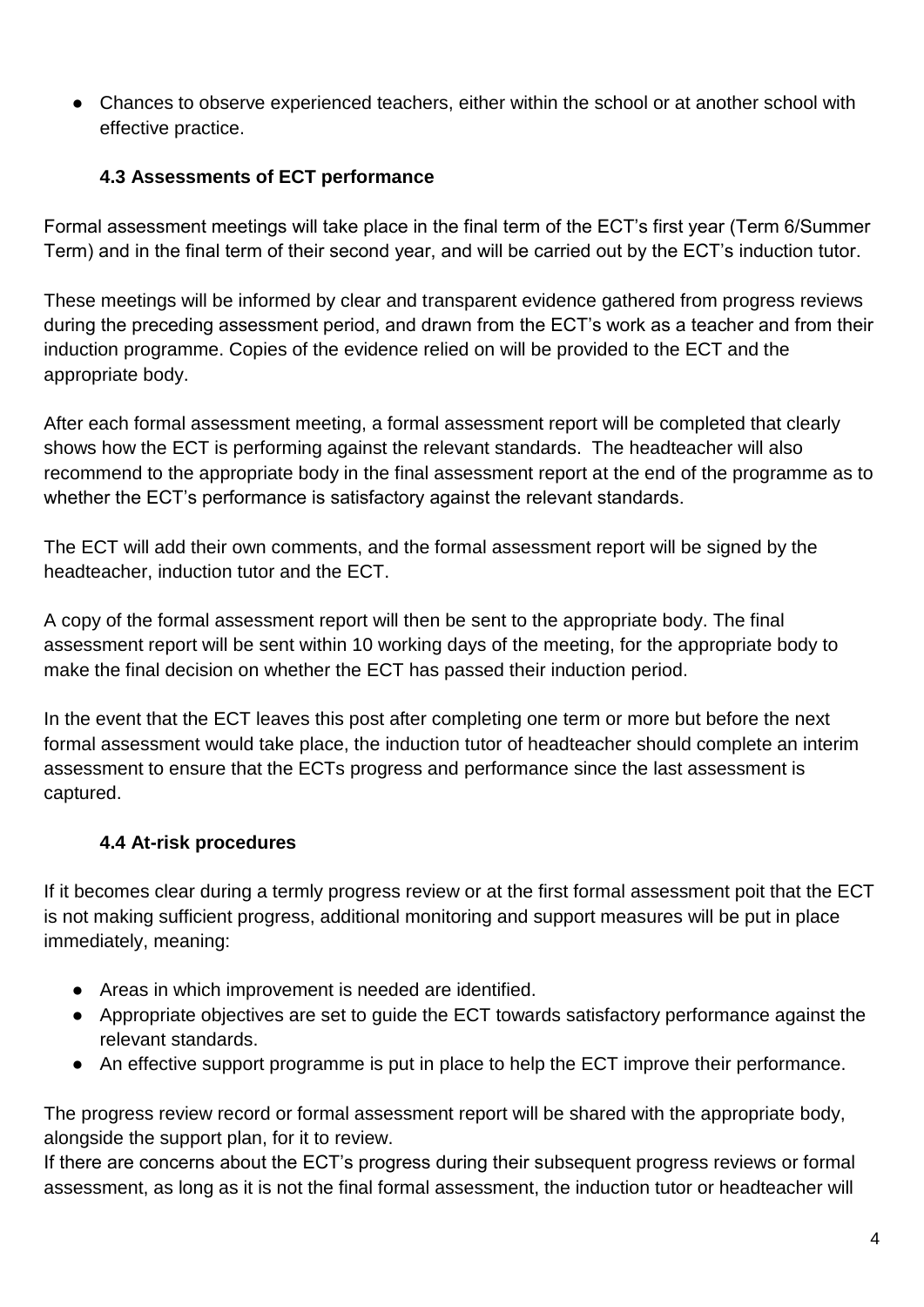- Chances to observe experienced teachers, either within the school or at another school with effective practice.

### 4.3 Assessments of ECT performance

Formal assessment meetings will take place in the final term of the ECT's first year (Term 6/Summer Term) and in the final term of their second year, and will be carried out by the ECT's induction tutor.

These meetings will be informed by clear and transparent evidence gathered from progress reviews during the preceding assessment period, and drawn from the ECT's work as a teacher and from their induction programme. Copies of the evidence relied on will be provided to the ECT and the appropriate body.

After each formal assessment meeting, a formal assessment report will be completed that clearly shows how the ECT is performing against the relevant standards. The headteacher will also recommend to the appropriate body in the final assessment report at the end of the programme as to whether the ECT's performance is satisfactory against the relevant standards.

The ECT will add their own comments, and the formal assessment report will be signed by the headteacher, induction tutor and the ECT.

A copy of the formal assessment report will then be sent to the appropriate body. The final assessment report will be sent within 10 working days of the meeting, for the appropriate body to make the final decision on whether the ECT has passed their induction period.

In the event that the ECT leaves this post after completing one term or more but before the next formal assessment would take place, the induction tutor of headteacher should complete an interim assessment to ensure that the ECTs progress and performance since the last assessment is captured.

### 4.4 At-risk procedures

If it becomes clear during a termly progress review or at the first formal assessment poit that the ECT is not making sufficient progress, additional monitoring and support measures will be put in place immediately, meaning:

- Areas in which improvement is needed are identified.
- Appropriate objectives are set to guide the ECT towards satisfactory performance against the relevant standards.
- An effective support programme is put in place to help the ECT improve their performance.

The progress review record or formal assessment report will be shared with the appropriate body, alongside the support plan, for it to review.
If there are concerns about the ECT's progress during their subsequent progress reviews or formal assessment, as long as it is not the final formal assessment, the induction tutor or headteacher will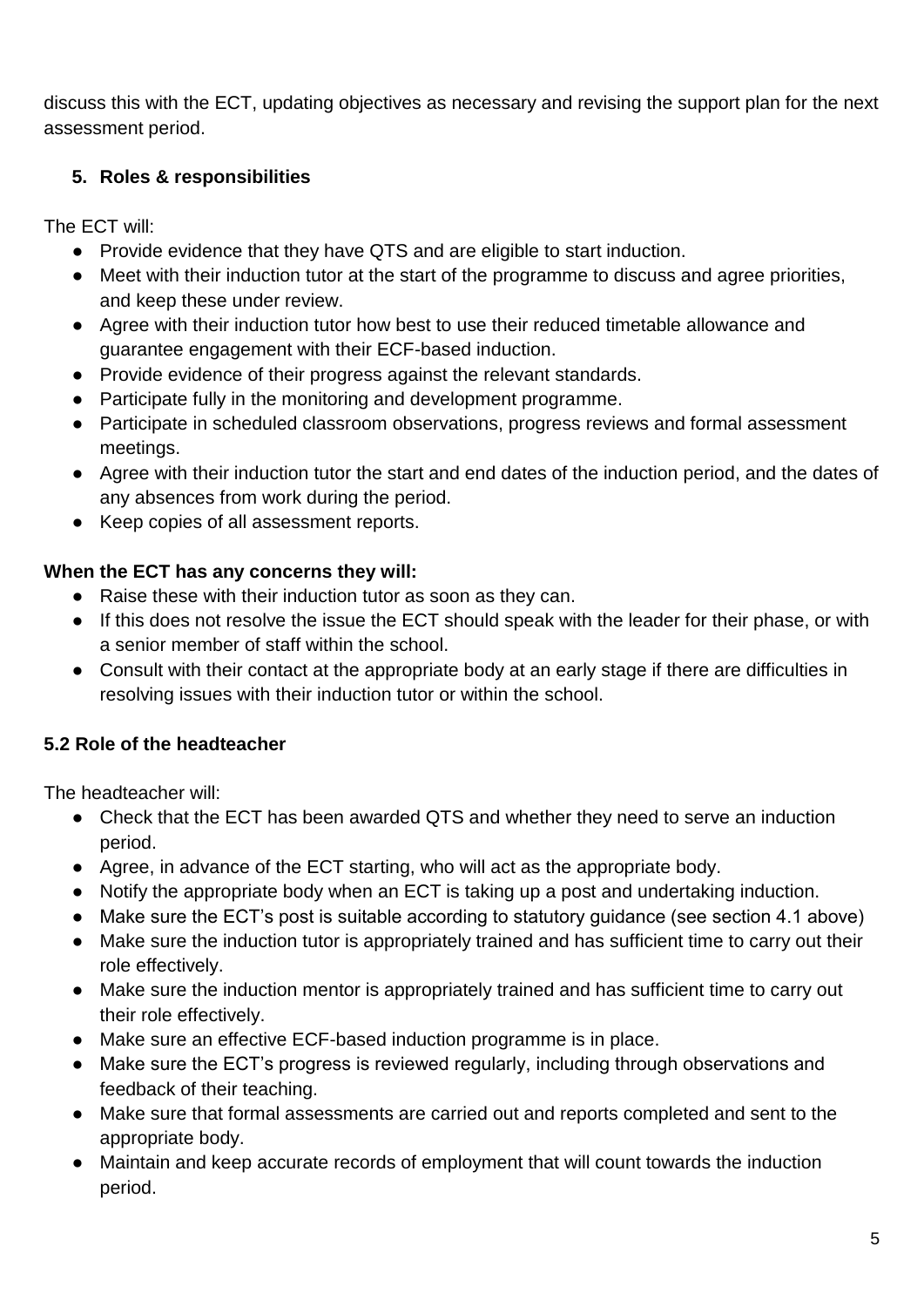discuss this with the ECT, updating objectives as necessary and revising the support plan for the next assessment period.

## 5. Roles & responsibilities

The ECT will:

- Provide evidence that they have QTS and are eligible to start induction.
- Meet with their induction tutor at the start of the programme to discuss and agree priorities, and keep these under review.
- Agree with their induction tutor how best to use their reduced timetable allowance and guarantee engagement with their ECF-based induction.
- Provide evidence of their progress against the relevant standards.
- Participate fully in the monitoring and development programme.
- Participate in scheduled classroom observations, progress reviews and formal assessment meetings.
- Agree with their induction tutor the start and end dates of the induction period, and the dates of any absences from work during the period.
- Keep copies of all assessment reports.

**When the ECT has any concerns they will:**

- Raise these with their induction tutor as soon as they can.
- If this does not resolve the issue the ECT should speak with the leader for their phase, or with a senior member of staff within the school.
- Consult with their contact at the appropriate body at an early stage if there are difficulties in resolving issues with their induction tutor or within the school.

### 5.2 Role of the headteacher

The headteacher will:

- Check that the ECT has been awarded QTS and whether they need to serve an induction period.
- Agree, in advance of the ECT starting, who will act as the appropriate body.
- Notify the appropriate body when an ECT is taking up a post and undertaking induction.
- Make sure the ECT's post is suitable according to statutory guidance (see section 4.1 above)
- Make sure the induction tutor is appropriately trained and has sufficient time to carry out their role effectively.
- Make sure the induction mentor is appropriately trained and has sufficient time to carry out their role effectively.
- Make sure an effective ECF-based induction programme is in place.
- Make sure the ECT's progress is reviewed regularly, including through observations and feedback of their teaching.
- Make sure that formal assessments are carried out and reports completed and sent to the appropriate body.
- Maintain and keep accurate records of employment that will count towards the induction period.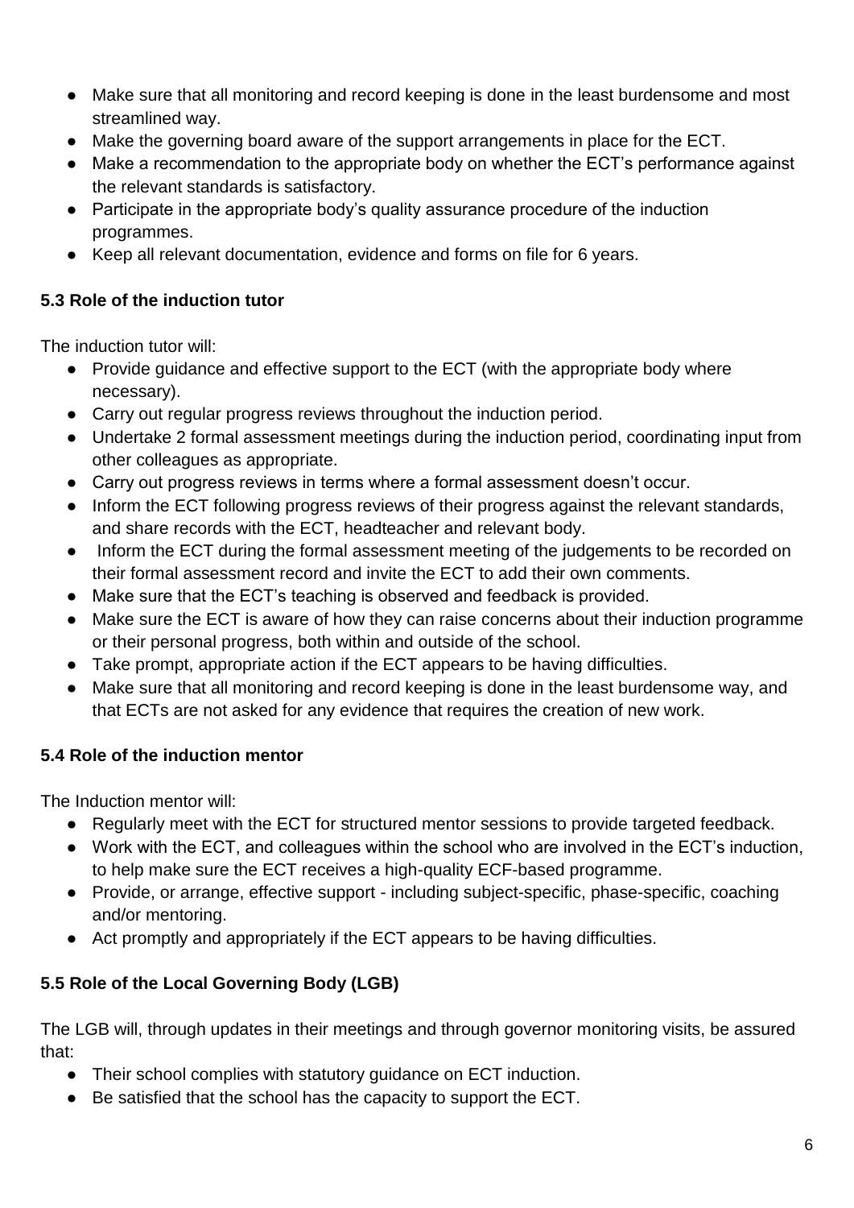- Make sure that all monitoring and record keeping is done in the least burdensome and most streamlined way.
- Make the governing board aware of the support arrangements in place for the ECT.
- Make a recommendation to the appropriate body on whether the ECT's performance against the relevant standards is satisfactory.
- Participate in the appropriate body's quality assurance procedure of the induction programmes.
- Keep all relevant documentation, evidence and forms on file for 6 years.

### 5.3 Role of the induction tutor

The induction tutor will:

- Provide guidance and effective support to the ECT (with the appropriate body where necessary).
- Carry out regular progress reviews throughout the induction period.
- Undertake 2 formal assessment meetings during the induction period, coordinating input from other colleagues as appropriate.
- Carry out progress reviews in terms where a formal assessment doesn't occur.
- Inform the ECT following progress reviews of their progress against the relevant standards, and share records with the ECT, headteacher and relevant body.
- Inform the ECT during the formal assessment meeting of the judgements to be recorded on their formal assessment record and invite the ECT to add their own comments.
- Make sure that the ECT's teaching is observed and feedback is provided.
- Make sure the ECT is aware of how they can raise concerns about their induction programme or their personal progress, both within and outside of the school.
- Take prompt, appropriate action if the ECT appears to be having difficulties.
- Make sure that all monitoring and record keeping is done in the least burdensome way, and that ECTs are not asked for any evidence that requires the creation of new work.

### 5.4 Role of the induction mentor

The Induction mentor will:

- Regularly meet with the ECT for structured mentor sessions to provide targeted feedback.
- Work with the ECT, and colleagues within the school who are involved in the ECT's induction, to help make sure the ECT receives a high-quality ECF-based programme.
- Provide, or arrange, effective support - including subject-specific, phase-specific, coaching and/or mentoring.
- Act promptly and appropriately if the ECT appears to be having difficulties.

### 5.5 Role of the Local Governing Body (LGB)

The LGB will, through updates in their meetings and through governor monitoring visits, be assured that:

- Their school complies with statutory guidance on ECT induction.
- Be satisfied that the school has the capacity to support the ECT.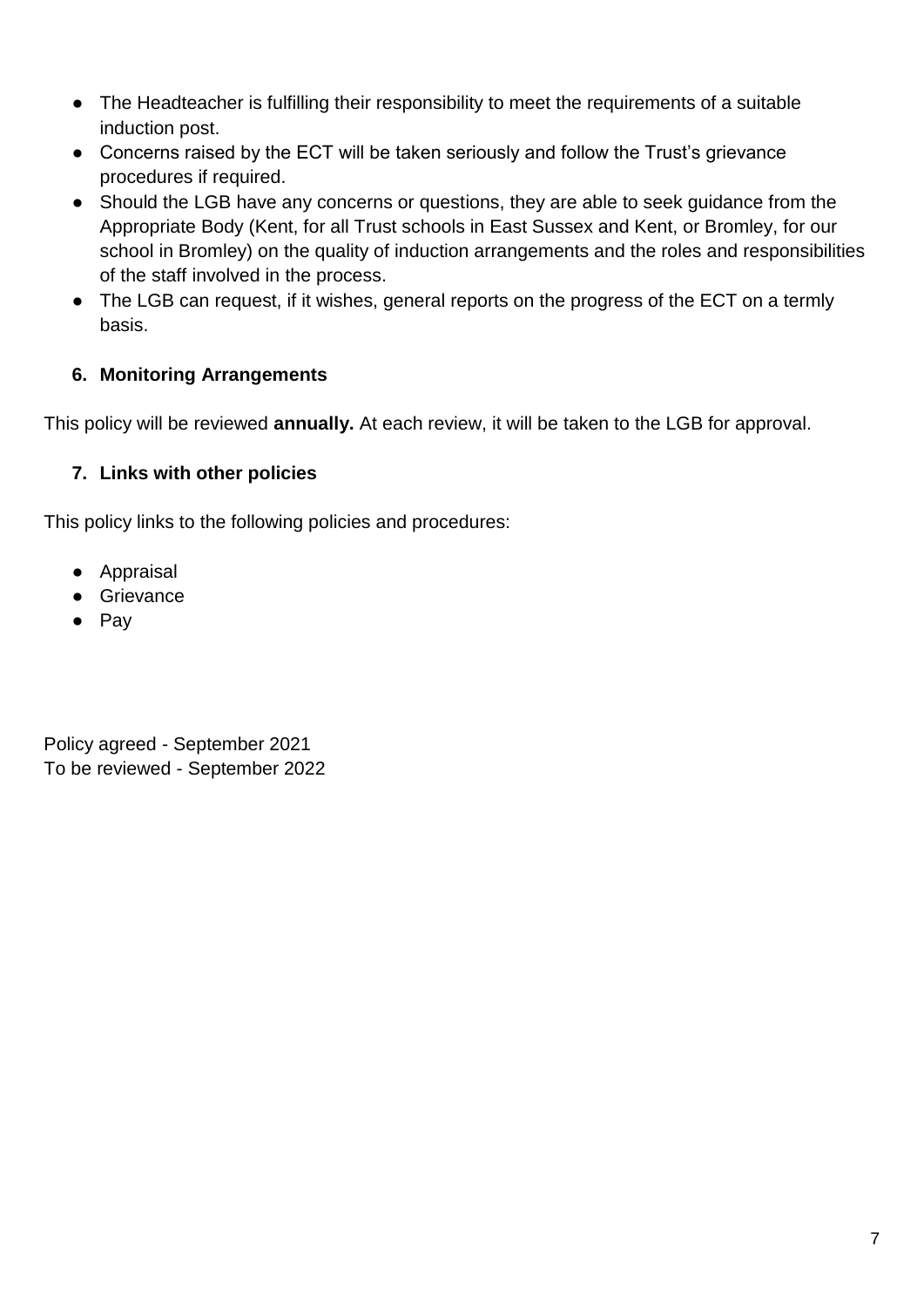- The Headteacher is fulfilling their responsibility to meet the requirements of a suitable induction post.
- Concerns raised by the ECT will be taken seriously and follow the Trust's grievance procedures if required.
- Should the LGB have any concerns or questions, they are able to seek guidance from the Appropriate Body (Kent, for all Trust schools in East Sussex and Kent, or Bromley, for our school in Bromley) on the quality of induction arrangements and the roles and responsibilities of the staff involved in the process.
- The LGB can request, if it wishes, general reports on the progress of the ECT on a termly basis.

### 6. Monitoring Arrangements

This policy will be reviewed **annually.** At each review, it will be taken to the LGB for approval.

### 7. Links with other policies

This policy links to the following policies and procedures:

- Appraisal
- Grievance
- Pay

Policy agreed - September 2021
To be reviewed - September 2022